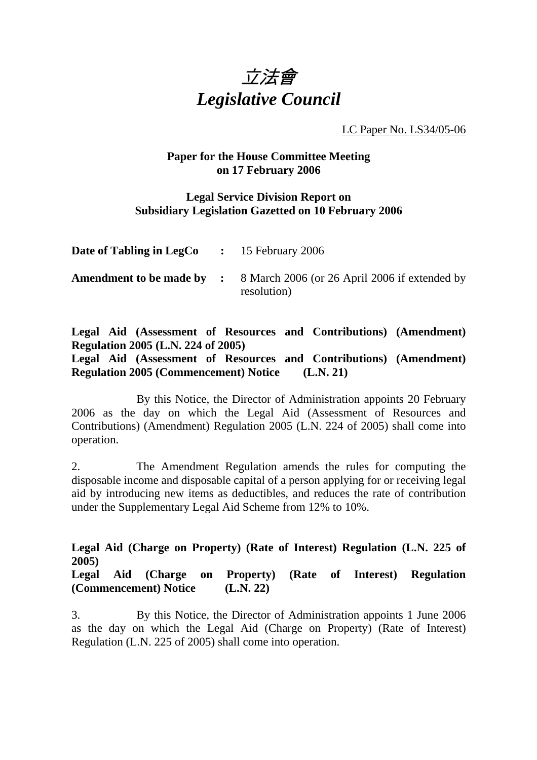# *立法會*
# *Legislative Council*

LC Paper No. LS34/05-06

**Paper for the House Committee Meeting on 17 February 2006**

**Legal Service Division Report on Subsidiary Legislation Gazetted on 10 February 2006**

| | | |
|---|---|---|
| **Date of Tabling in LegCo** | **:** | 15 February 2006 |
| **Amendment to be made by** | **:** | 8 March 2006 (or 26 April 2006 if extended by resolution) |

**Legal Aid (Assessment of Resources and Contributions) (Amendment) Regulation 2005 (L.N. 224 of 2005)**
**Legal Aid (Assessment of Resources and Contributions) (Amendment) Regulation 2005 (Commencement) Notice (L.N. 21)**

By this Notice, the Director of Administration appoints 20 February 2006 as the day on which the Legal Aid (Assessment of Resources and Contributions) (Amendment) Regulation 2005 (L.N. 224 of 2005) shall come into operation.

2. The Amendment Regulation amends the rules for computing the disposable income and disposable capital of a person applying for or receiving legal aid by introducing new items as deductibles, and reduces the rate of contribution under the Supplementary Legal Aid Scheme from 12% to 10%.

**Legal Aid (Charge on Property) (Rate of Interest) Regulation (L.N. 225 of 2005)**
**Legal Aid (Charge on Property) (Rate of Interest) Regulation (Commencement) Notice (L.N. 22)**

3. By this Notice, the Director of Administration appoints 1 June 2006 as the day on which the Legal Aid (Charge on Property) (Rate of Interest) Regulation (L.N. 225 of 2005) shall come into operation.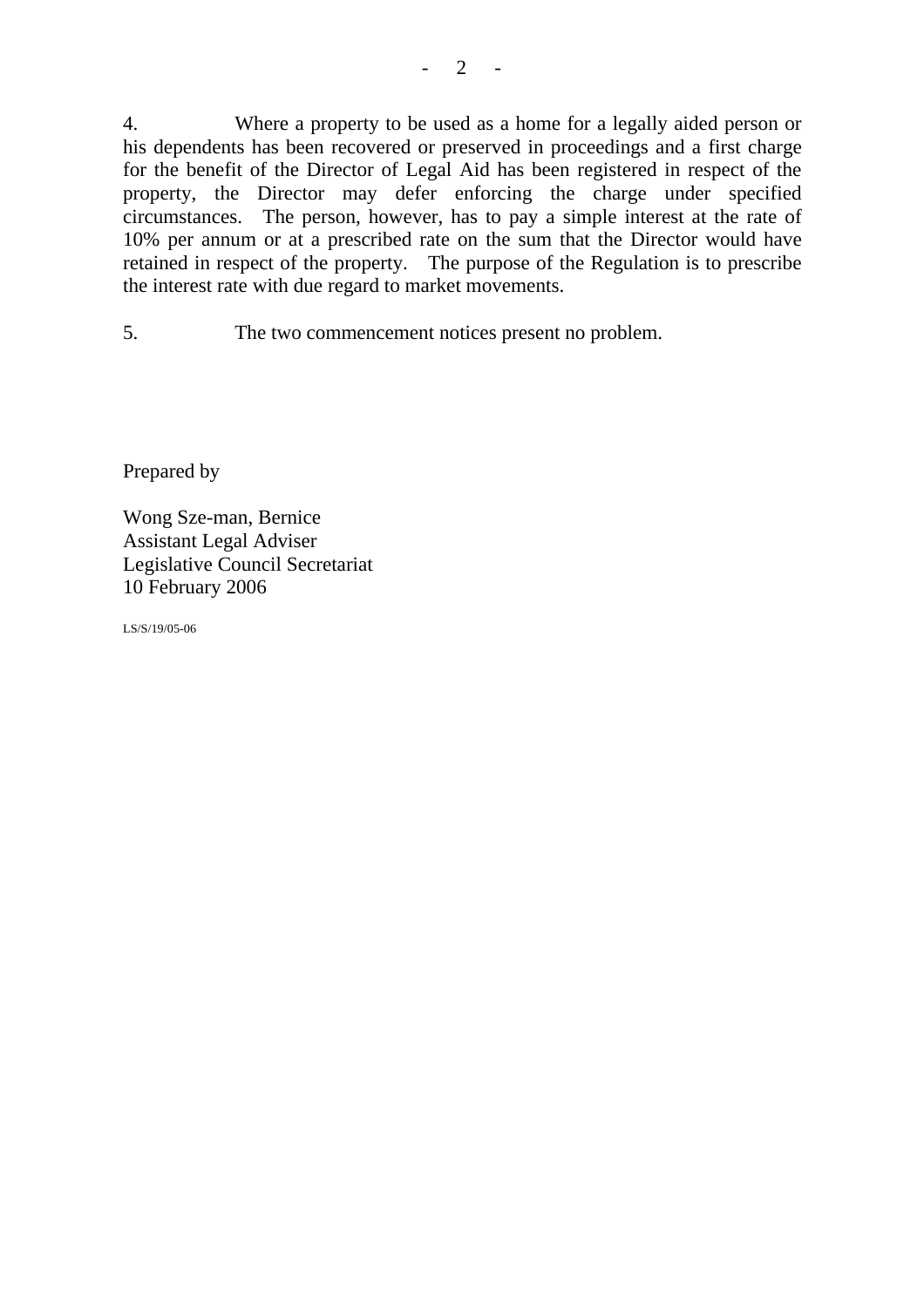4. Where a property to be used as a home for a legally aided person or his dependents has been recovered or preserved in proceedings and a first charge for the benefit of the Director of Legal Aid has been registered in respect of the property, the Director may defer enforcing the charge under specified circumstances. The person, however, has to pay a simple interest at the rate of 10% per annum or at a prescribed rate on the sum that the Director would have retained in respect of the property. The purpose of the Regulation is to prescribe the interest rate with due regard to market movements.

5. The two commencement notices present no problem.

Prepared by

Wong Sze-man, Bernice
Assistant Legal Adviser
Legislative Council Secretariat
10 February 2006

LS/S/19/05-06